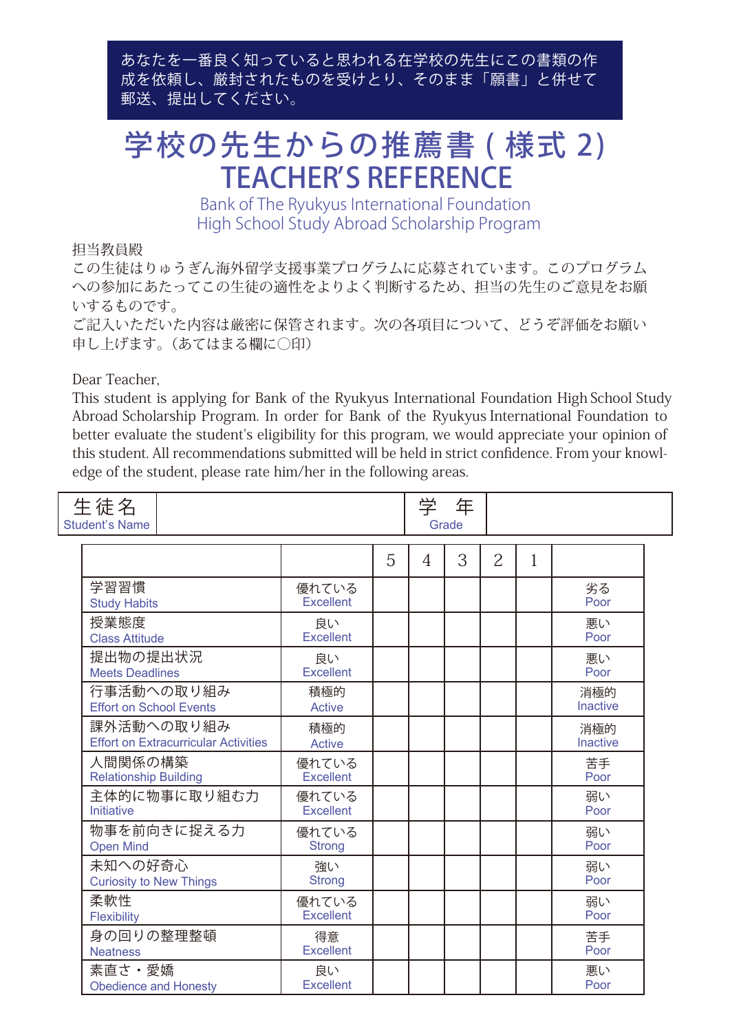あなたを一番良く知っていると思われる在学校の先生にこの書類の作成を依頼し、厳封されたものを受けとり、そのまま「願書」と併せて郵送、提出してください。

# 学校の先生からの推薦書 ( 様式 2)
# TEACHER'S REFERENCE

Bank of The Ryukyus International Foundation
High School Study Abroad Scholarship Program

担当教員殿
この生徒はりゅうぎん海外留学支援事業プログラムに応募されています。このプログラムへの参加にあたってこの生徒の適性をよりよく判断するため、担当の先生のご意見をお願いするものです。
ご記入いただいた内容は厳密に保管されます。次の各項目について、どうぞ評価をお願い申し上げます。（あてはまる欄に○印）

Dear Teacher,
This student is applying for Bank of the Ryukyus International Foundation High School Study Abroad Scholarship Program. In order for Bank of the Ryukyus International Foundation to better evaluate the student's eligibility for this program, we would appreciate your opinion of this student. All recommendations submitted will be held in strict confidence. From your knowledge of the student, please rate him/her in the following areas.

| 生徒名 Student's Name | | 学　年 Grade | |
|---|---|---|---|

| | | 5 | 4 | 3 | 2 | 1 | |
|---|---|---|---|---|---|---|---|
| 学習習慣 Study Habits | 優れている Excellent | | | | | | 劣る Poor |
| 授業態度 Class Attitude | 良い Excellent | | | | | | 悪い Poor |
| 提出物の提出状況 Meets Deadlines | 良い Excellent | | | | | | 悪い Poor |
| 行事活動への取り組み Effort on School Events | 積極的 Active | | | | | | 消極的 Inactive |
| 課外活動への取り組み Effort on Extracurricular Activities | 積極的 Active | | | | | | 消極的 Inactive |
| 人間関係の構築 Relationship Building | 優れている Excellent | | | | | | 苦手 Poor |
| 主体的に物事に取り組む力 Initiative | 優れている Excellent | | | | | | 弱い Poor |
| 物事を前向きに捉える力 Open Mind | 優れている Strong | | | | | | 弱い Poor |
| 未知への好奇心 Curiosity to New Things | 強い Strong | | | | | | 弱い Poor |
| 柔軟性 Flexibility | 優れている Excellent | | | | | | 弱い Poor |
| 身の回りの整理整頓 Neatness | 得意 Excellent | | | | | | 苦手 Poor |
| 素直さ・愛嬌 Obedience and Honesty | 良い Excellent | | | | | | 悪い Poor |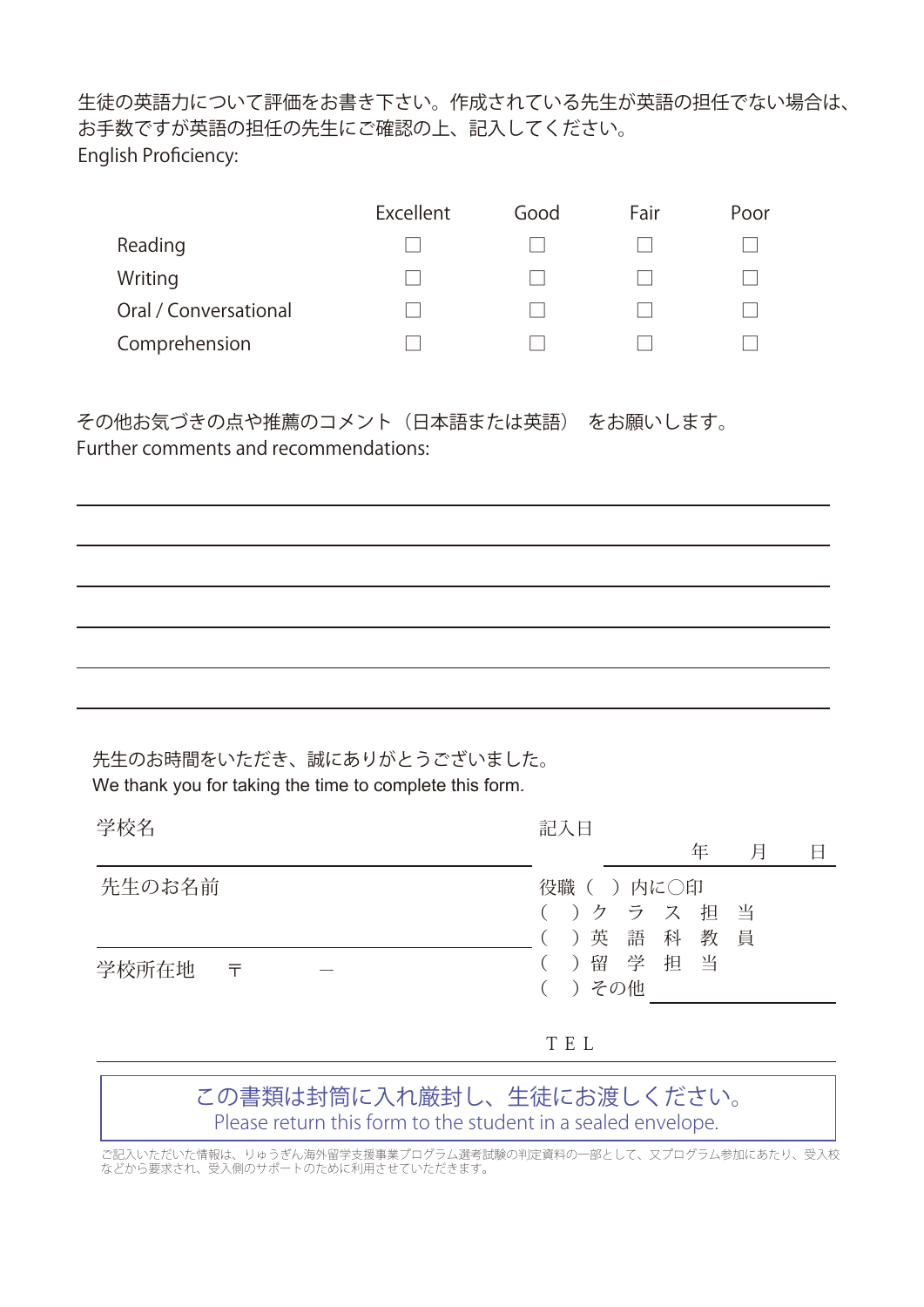生徒の英語力について評価をお書き下さい。作成されている先生が英語の担任でない場合は、お手数ですが英語の担任の先生にご確認の上、記入してください。
English Proficiency:

| | Excellent | Good | Fair | Poor |
|---|---|---|---|---|
| Reading | ☐ | ☐ | ☐ | ☐ |
| Writing | ☐ | ☐ | ☐ | ☐ |
| Oral / Conversational | ☐ | ☐ | ☐ | ☐ |
| Comprehension | ☐ | ☐ | ☐ | ☐ |

その他お気づきの点や推薦のコメント（日本語または英語） をお願いします。
Further comments and recommendations:

______________________________________________

______________________________________________

______________________________________________

______________________________________________

______________________________________________

______________________________________________

先生のお時間をいただき、誠にありがとうございました。
We thank you for taking the time to complete this form.

学校名

記入日　　　　年　　月　　日

先生のお名前

役職（ ）内に○印
（ ）クラス担当
（ ）英語科教員
（ ）留学担当
（ ）その他

学校所在地　〒　　　－

TEL

**この書類は封筒に入れ厳封し、生徒にお渡しください。**
**Please return this form to the student in a sealed envelope.**

ご記入いただいた情報は、りゅうぎん海外留学支援事業プログラム選考試験の判定資料の一部として、又プログラム参加にあたり、受入校などから要求され、受入側のサポートのために利用させていただきます。